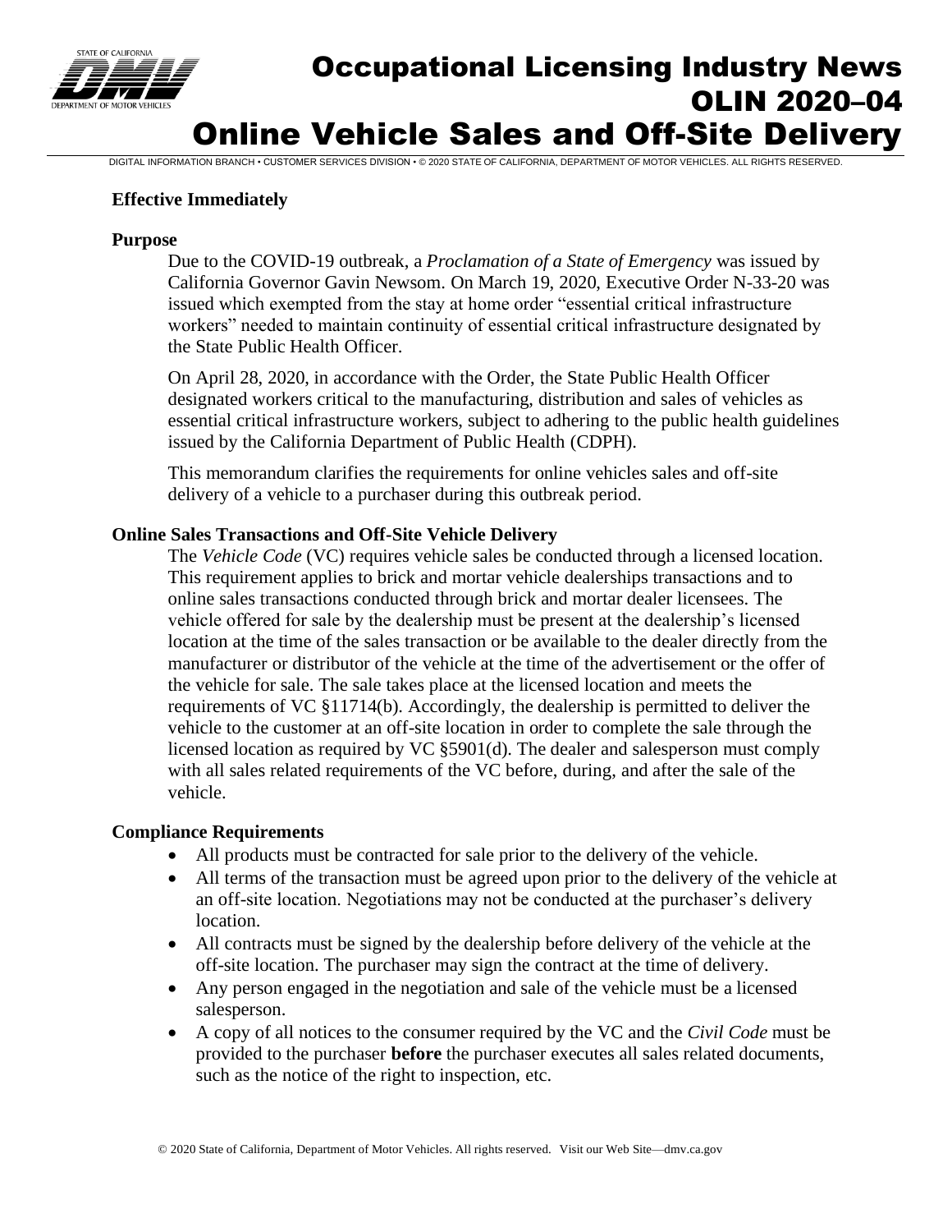# Occupational Licensing Industry News
# OLIN 2020–04
# Online Vehicle Sales and Off-Site Delivery

DIGITAL INFORMATION BRANCH • CUSTOMER SERVICES DIVISION • © 2020 STATE OF CALIFORNIA, DEPARTMENT OF MOTOR VEHICLES. ALL RIGHTS RESERVED.

**Effective Immediately**

**Purpose**

Due to the COVID-19 outbreak, a *Proclamation of a State of Emergency* was issued by California Governor Gavin Newsom. On March 19, 2020, Executive Order N-33-20 was issued which exempted from the stay at home order "essential critical infrastructure workers" needed to maintain continuity of essential critical infrastructure designated by the State Public Health Officer.

On April 28, 2020, in accordance with the Order, the State Public Health Officer designated workers critical to the manufacturing, distribution and sales of vehicles as essential critical infrastructure workers, subject to adhering to the public health guidelines issued by the California Department of Public Health (CDPH).

This memorandum clarifies the requirements for online vehicles sales and off-site delivery of a vehicle to a purchaser during this outbreak period.

**Online Sales Transactions and Off-Site Vehicle Delivery**

The *Vehicle Code* (VC) requires vehicle sales be conducted through a licensed location. This requirement applies to brick and mortar vehicle dealerships transactions and to online sales transactions conducted through brick and mortar dealer licensees. The vehicle offered for sale by the dealership must be present at the dealership's licensed location at the time of the sales transaction or be available to the dealer directly from the manufacturer or distributor of the vehicle at the time of the advertisement or the offer of the vehicle for sale. The sale takes place at the licensed location and meets the requirements of VC §11714(b). Accordingly, the dealership is permitted to deliver the vehicle to the customer at an off-site location in order to complete the sale through the licensed location as required by VC §5901(d). The dealer and salesperson must comply with all sales related requirements of the VC before, during, and after the sale of the vehicle.

**Compliance Requirements**

- All products must be contracted for sale prior to the delivery of the vehicle.
- All terms of the transaction must be agreed upon prior to the delivery of the vehicle at an off-site location. Negotiations may not be conducted at the purchaser's delivery location.
- All contracts must be signed by the dealership before delivery of the vehicle at the off-site location. The purchaser may sign the contract at the time of delivery.
- Any person engaged in the negotiation and sale of the vehicle must be a licensed salesperson.
- A copy of all notices to the consumer required by the VC and the *Civil Code* must be provided to the purchaser **before** the purchaser executes all sales related documents, such as the notice of the right to inspection, etc.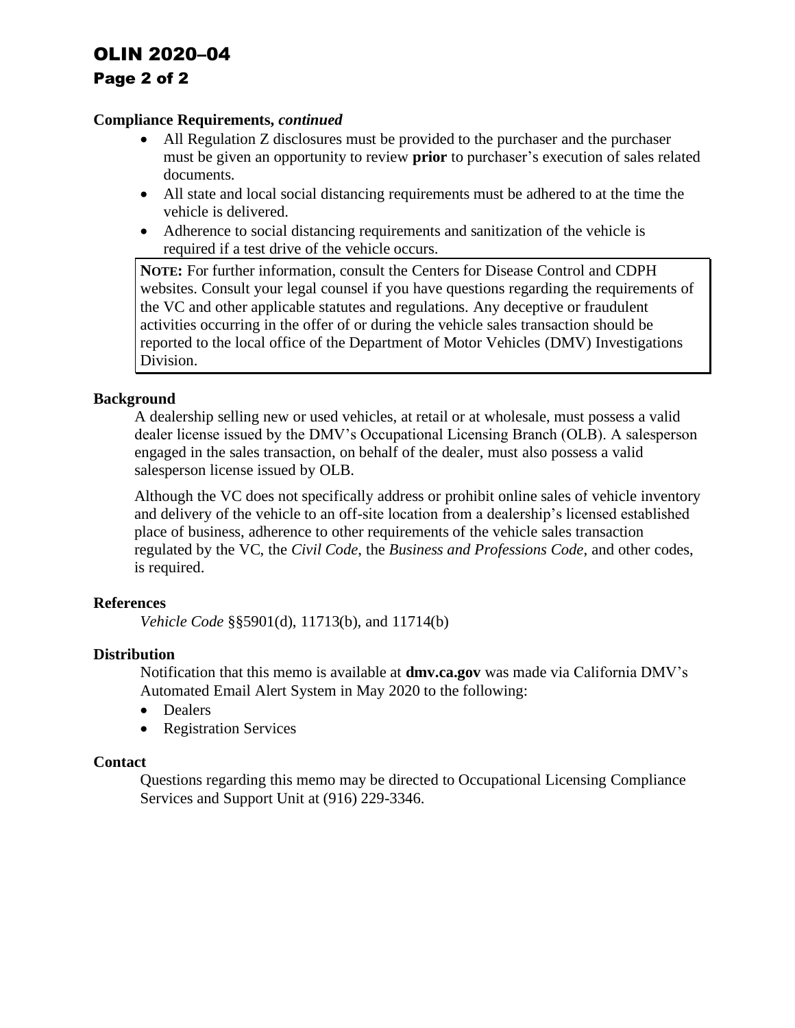**Compliance Requirements, *continued***

- All Regulation Z disclosures must be provided to the purchaser and the purchaser must be given an opportunity to review **prior** to purchaser's execution of sales related documents.
- All state and local social distancing requirements must be adhered to at the time the vehicle is delivered.
- Adherence to social distancing requirements and sanitization of the vehicle is required if a test drive of the vehicle occurs.

> **NOTE:** For further information, consult the Centers for Disease Control and CDPH websites. Consult your legal counsel if you have questions regarding the requirements of the VC and other applicable statutes and regulations. Any deceptive or fraudulent activities occurring in the offer of or during the vehicle sales transaction should be reported to the local office of the Department of Motor Vehicles (DMV) Investigations Division.

**Background**

A dealership selling new or used vehicles, at retail or at wholesale, must possess a valid dealer license issued by the DMV's Occupational Licensing Branch (OLB). A salesperson engaged in the sales transaction, on behalf of the dealer, must also possess a valid salesperson license issued by OLB.

Although the VC does not specifically address or prohibit online sales of vehicle inventory and delivery of the vehicle to an off-site location from a dealership's licensed established place of business, adherence to other requirements of the vehicle sales transaction regulated by the VC, the *Civil Code*, the *Business and Professions Code,* and other codes, is required.

**References**

*Vehicle Code* §§5901(d), 11713(b), and 11714(b)

**Distribution**

Notification that this memo is available at **dmv.ca.gov** was made via California DMV's Automated Email Alert System in May 2020 to the following:

- Dealers
- Registration Services

**Contact**

Questions regarding this memo may be directed to Occupational Licensing Compliance Services and Support Unit at (916) 229-3346.